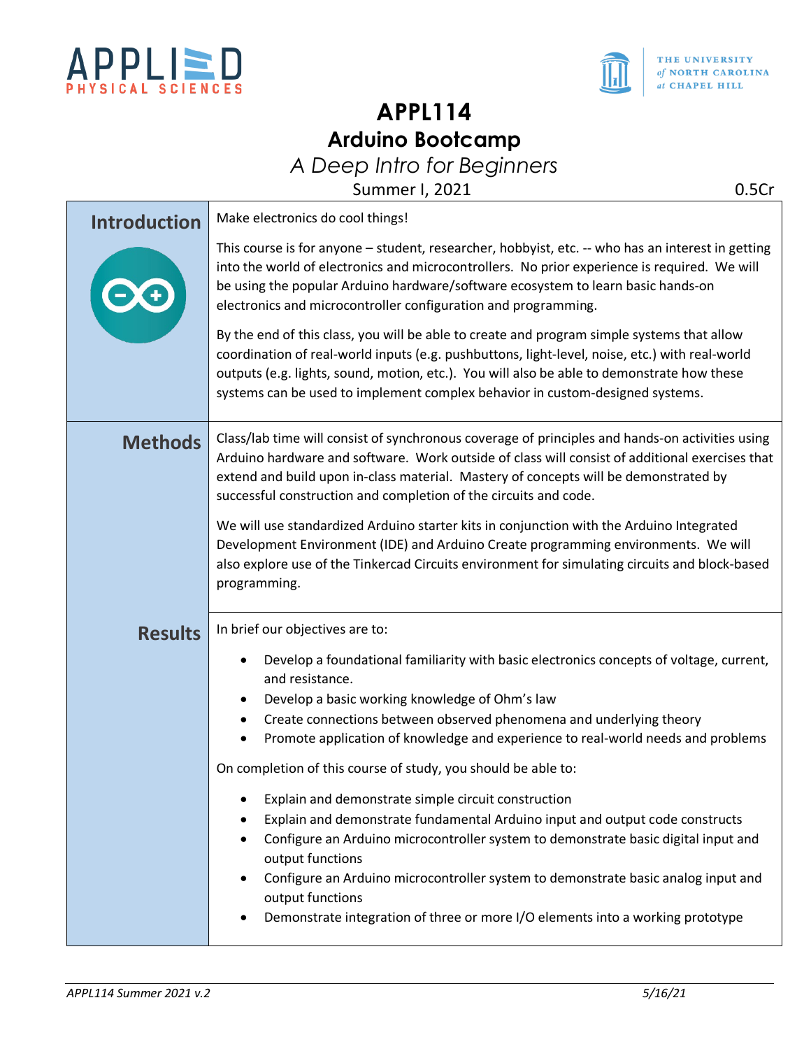# APPL114

## Arduino Bootcamp

*A Deep Intro for Beginners*

Summer I, 2021 — 0.5Cr

## Introduction

Make electronics do cool things!

This course is for anyone – student, researcher, hobbyist, etc. -- who has an interest in getting into the world of electronics and microcontrollers. No prior experience is required. We will be using the popular Arduino hardware/software ecosystem to learn basic hands-on electronics and microcontroller configuration and programming.

By the end of this class, you will be able to create and program simple systems that allow coordination of real-world inputs (e.g. pushbuttons, light-level, noise, etc.) with real-world outputs (e.g. lights, sound, motion, etc.). You will also be able to demonstrate how these systems can be used to implement complex behavior in custom-designed systems.

## Methods

Class/lab time will consist of synchronous coverage of principles and hands-on activities using Arduino hardware and software. Work outside of class will consist of additional exercises that extend and build upon in-class material. Mastery of concepts will be demonstrated by successful construction and completion of the circuits and code.

We will use standardized Arduino starter kits in conjunction with the Arduino Integrated Development Environment (IDE) and Arduino Create programming environments. We will also explore use of the Tinkercad Circuits environment for simulating circuits and block-based programming.

## Results

In brief our objectives are to:

- Develop a foundational familiarity with basic electronics concepts of voltage, current, and resistance.
- Develop a basic working knowledge of Ohm's law
- Create connections between observed phenomena and underlying theory
- Promote application of knowledge and experience to real-world needs and problems

On completion of this course of study, you should be able to:

- Explain and demonstrate simple circuit construction
- Explain and demonstrate fundamental Arduino input and output code constructs
- Configure an Arduino microcontroller system to demonstrate basic digital input and output functions
- Configure an Arduino microcontroller system to demonstrate basic analog input and output functions
- Demonstrate integration of three or more I/O elements into a working prototype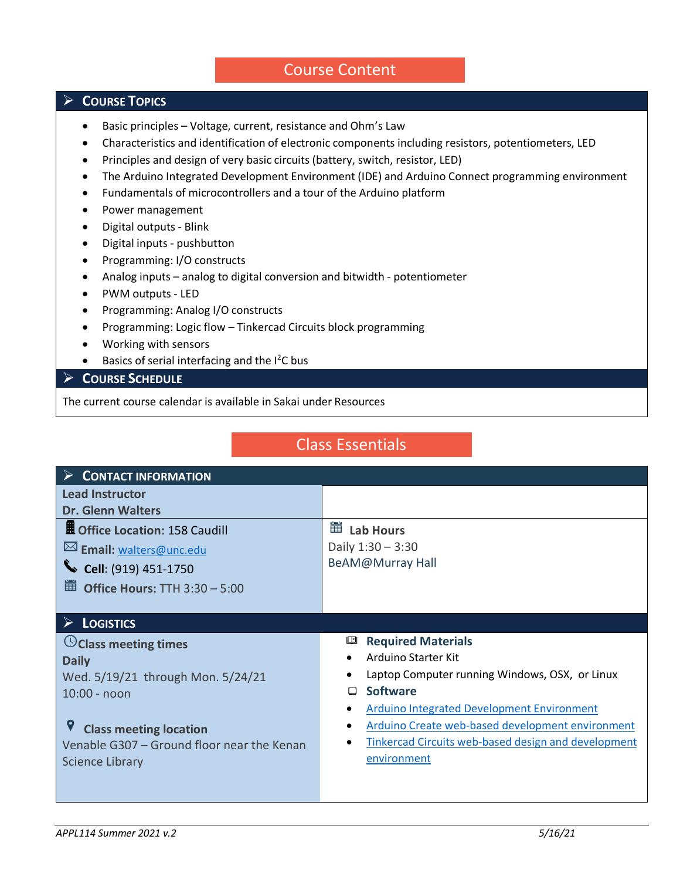# Course Content

## Course Topics

- Basic principles – Voltage, current, resistance and Ohm's Law
- Characteristics and identification of electronic components including resistors, potentiometers, LED
- Principles and design of very basic circuits (battery, switch, resistor, LED)
- The Arduino Integrated Development Environment (IDE) and Arduino Connect programming environment
- Fundamentals of microcontrollers and a tour of the Arduino platform
- Power management
- Digital outputs - Blink
- Digital inputs - pushbutton
- Programming: I/O constructs
- Analog inputs – analog to digital conversion and bitwidth - potentiometer
- PWM outputs - LED
- Programming: Analog I/O constructs
- Programming: Logic flow – Tinkercad Circuits block programming
- Working with sensors
- Basics of serial interfacing and the $I^2C$ bus

## Course Schedule

The current course calendar is available in Sakai under Resources

# Class Essentials

## Contact Information

**Lead Instructor**
**Dr. Glenn Walters**

**Office Location:** 158 Caudill
**Email:** walters@unc.edu
**Cell:** (919) 451-1750
**Office Hours:** TTH 3:30 – 5:00

**Lab Hours**
Daily 1:30 – 3:30
BeAM@Murray Hall

## Logistics

**Class meeting times**
**Daily**
Wed. 5/19/21 through Mon. 5/24/21
10:00 - noon

**Class meeting location**
Venable G307 – Ground floor near the Kenan Science Library

**Required Materials**

- Arduino Starter Kit
- Laptop Computer running Windows, OSX, or Linux

**Software**

- Arduino Integrated Development Environment
- Arduino Create web-based development environment
- Tinkercad Circuits web-based design and development environment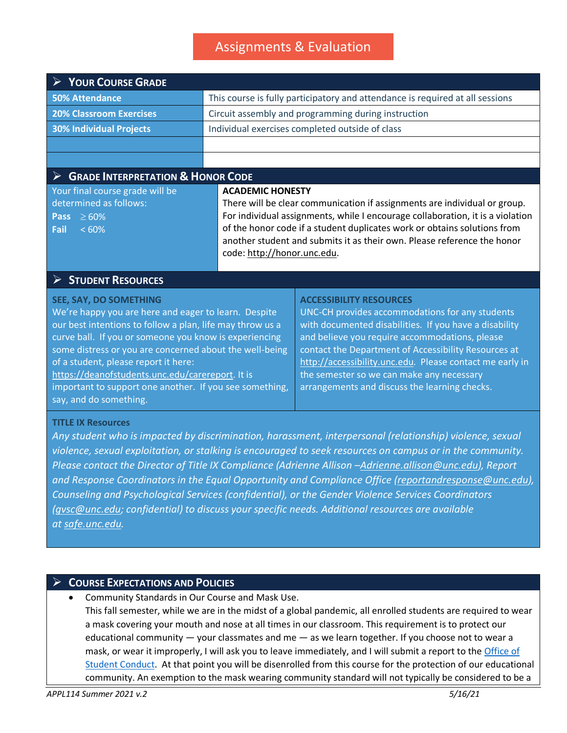# Assignments & Evaluation

## Your Course Grade

| | |
|---|---|
| **50% Attendance** | This course is fully participatory and attendance is required at all sessions |
| **20% Classroom Exercises** | Circuit assembly and programming during instruction |
| **30% Individual Projects** | Individual exercises completed outside of class |
| | |
| | |

## Grade Interpretation & Honor Code

Your final course grade will be determined as follows:

**Pass** ≥ 60%
**Fail** < 60%

**ACADEMIC HONESTY**
There will be clear communication if assignments are individual or group. For individual assignments, while I encourage collaboration, it is a violation of the honor code if a student duplicates work or obtains solutions from another student and submits it as their own. Please reference the honor code: http://honor.unc.edu.

## Student Resources

**SEE, SAY, DO SOMETHING**
We're happy you are here and eager to learn. Despite our best intentions to follow a plan, life may throw us a curve ball. If you or someone you know is experiencing some distress or you are concerned about the well-being of a student, please report it here: https://deanofstudents.unc.edu/carereport. It is important to support one another. If you see something, say, and do something.

**ACCESSIBILITY RESOURCES**
UNC-CH provides accommodations for any students with documented disabilities. If you have a disability and believe you require accommodations, please contact the Department of Accessibility Resources at http://accessibility.unc.edu. Please contact me early in the semester so we can make any necessary arrangements and discuss the learning checks.

**TITLE IX Resources**
*Any student who is impacted by discrimination, harassment, interpersonal (relationship) violence, sexual violence, sexual exploitation, or stalking is encouraged to seek resources on campus or in the community. Please contact the Director of Title IX Compliance (Adrienne Allison –Adrienne.allison@unc.edu), Report and Response Coordinators in the Equal Opportunity and Compliance Office (reportandresponse@unc.edu), Counseling and Psychological Services (confidential), or the Gender Violence Services Coordinators (gvsc@unc.edu; confidential) to discuss your specific needs. Additional resources are available at safe.unc.edu.*

## Course Expectations and Policies

- Community Standards in Our Course and Mask Use.
  This fall semester, while we are in the midst of a global pandemic, all enrolled students are required to wear a mask covering your mouth and nose at all times in our classroom. This requirement is to protect our educational community — your classmates and me — as we learn together. If you choose not to wear a mask, or wear it improperly, I will ask you to leave immediately, and I will submit a report to the Office of Student Conduct. At that point you will be disenrolled from this course for the protection of our educational community. An exemption to the mask wearing community standard will not typically be considered to be a

*APPL114 Summer 2021 v.2* *5/16/21*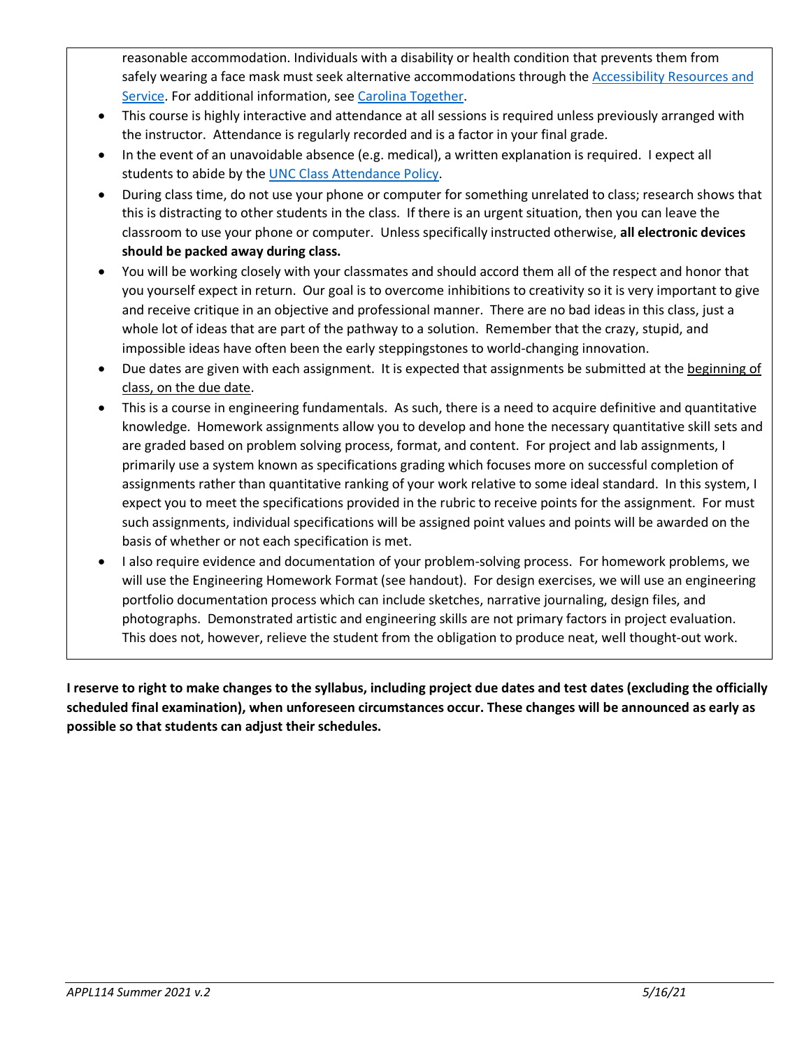reasonable accommodation. Individuals with a disability or health condition that prevents them from safely wearing a face mask must seek alternative accommodations through the Accessibility Resources and Service. For additional information, see Carolina Together.

- This course is highly interactive and attendance at all sessions is required unless previously arranged with the instructor. Attendance is regularly recorded and is a factor in your final grade.
- In the event of an unavoidable absence (e.g. medical), a written explanation is required. I expect all students to abide by the UNC Class Attendance Policy.
- During class time, do not use your phone or computer for something unrelated to class; research shows that this is distracting to other students in the class. If there is an urgent situation, then you can leave the classroom to use your phone or computer. Unless specifically instructed otherwise, **all electronic devices should be packed away during class.**
- You will be working closely with your classmates and should accord them all of the respect and honor that you yourself expect in return. Our goal is to overcome inhibitions to creativity so it is very important to give and receive critique in an objective and professional manner. There are no bad ideas in this class, just a whole lot of ideas that are part of the pathway to a solution. Remember that the crazy, stupid, and impossible ideas have often been the early steppingstones to world-changing innovation.
- Due dates are given with each assignment. It is expected that assignments be submitted at the beginning of class, on the due date.
- This is a course in engineering fundamentals. As such, there is a need to acquire definitive and quantitative knowledge. Homework assignments allow you to develop and hone the necessary quantitative skill sets and are graded based on problem solving process, format, and content. For project and lab assignments, I primarily use a system known as specifications grading which focuses more on successful completion of assignments rather than quantitative ranking of your work relative to some ideal standard. In this system, I expect you to meet the specifications provided in the rubric to receive points for the assignment. For must such assignments, individual specifications will be assigned point values and points will be awarded on the basis of whether or not each specification is met.
- I also require evidence and documentation of your problem-solving process. For homework problems, we will use the Engineering Homework Format (see handout). For design exercises, we will use an engineering portfolio documentation process which can include sketches, narrative journaling, design files, and photographs. Demonstrated artistic and engineering skills are not primary factors in project evaluation. This does not, however, relieve the student from the obligation to produce neat, well thought-out work.

**I reserve to right to make changes to the syllabus, including project due dates and test dates (excluding the officially scheduled final examination), when unforeseen circumstances occur. These changes will be announced as early as possible so that students can adjust their schedules.**